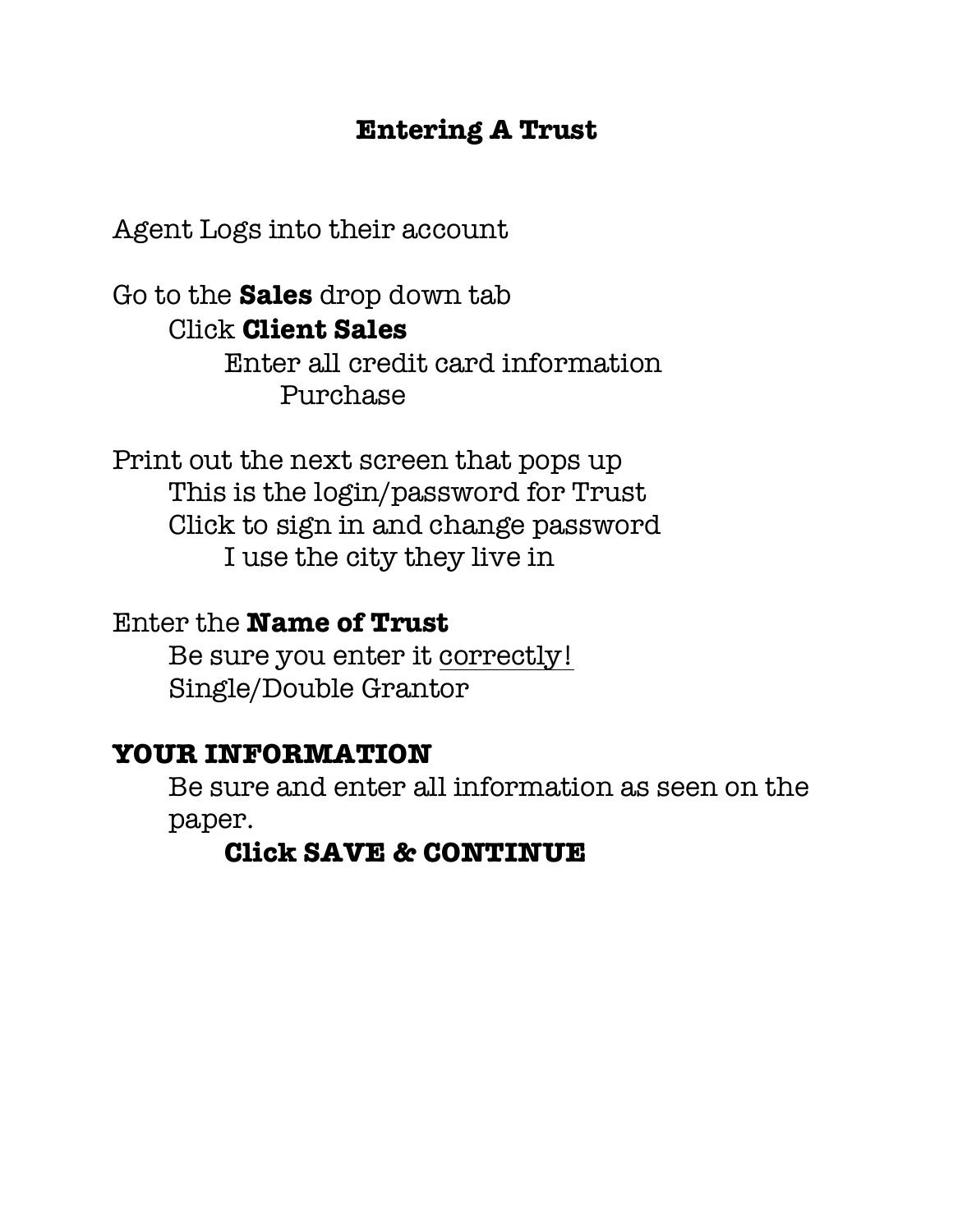# Entering A Trust

Agent Logs into their account

Go to the **Sales** drop down tab

- Click **Client Sales**
  - Enter all credit card information
    - Purchase

Print out the next screen that pops up

- This is the login/password for Trust
- Click to sign in and change password
  - I use the city they live in

Enter the **Name of Trust**

- Be sure you enter it <u>correctly!</u>
- Single/Double Grantor

**YOUR INFORMATION**

- Be sure and enter all information as seen on the paper.
  - **Click SAVE & CONTINUE**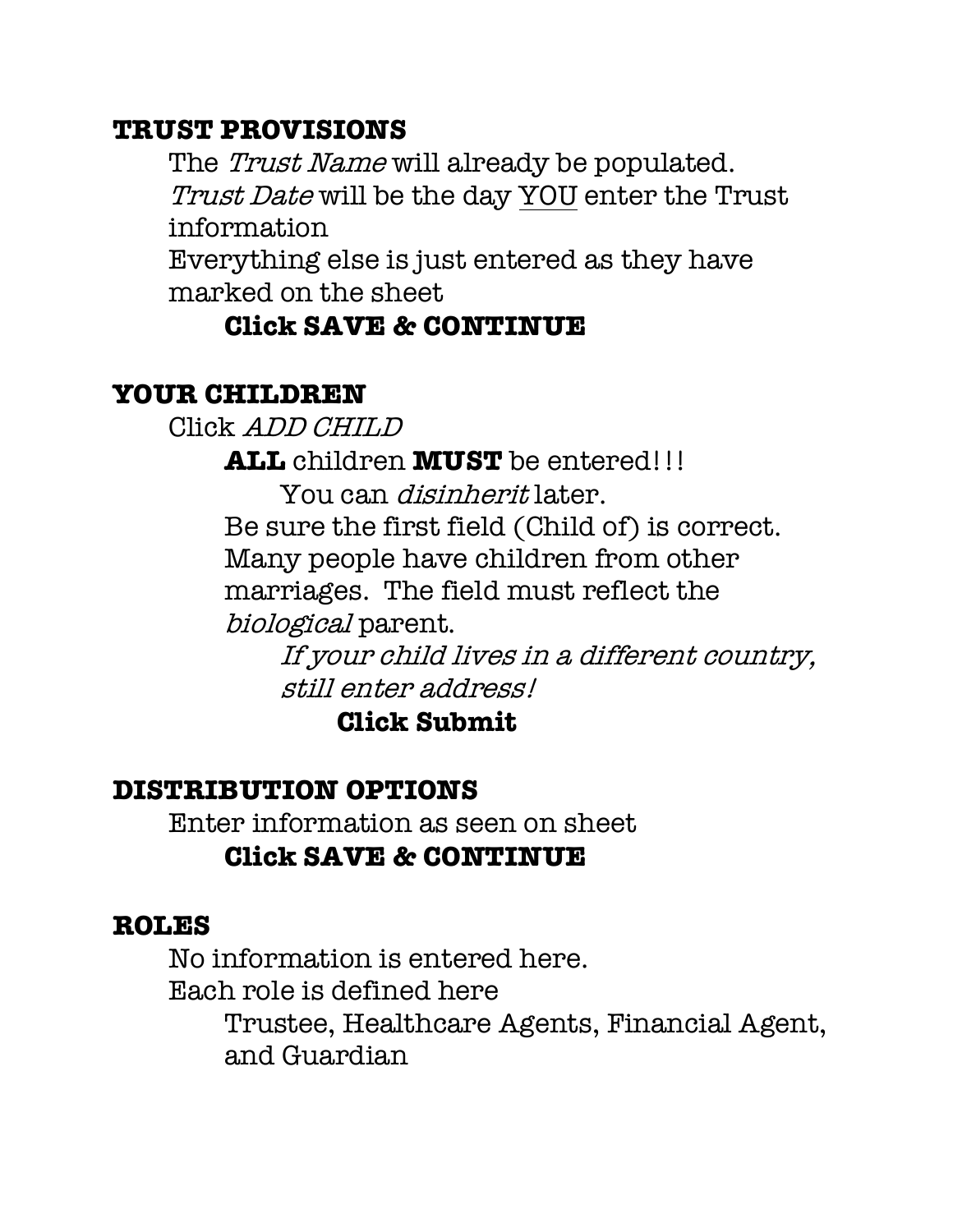## TRUST PROVISIONS

The *Trust Name* will already be populated.
*Trust Date* will be the day <u>YOU</u> enter the Trust information
Everything else is just entered as they have marked on the sheet

**Click SAVE & CONTINUE**

## YOUR CHILDREN

Click *ADD CHILD*

**ALL** children **MUST** be entered!!!

You can *disinherit* later.

Be sure the first field (Child of) is correct. Many people have children from other marriages. The field must reflect the *biological* parent.

*If your child lives in a different country, still enter address!*

**Click Submit**

## DISTRIBUTION OPTIONS

Enter information as seen on sheet

**Click SAVE & CONTINUE**

## ROLES

No information is entered here.
Each role is defined here

Trustee, Healthcare Agents, Financial Agent, and Guardian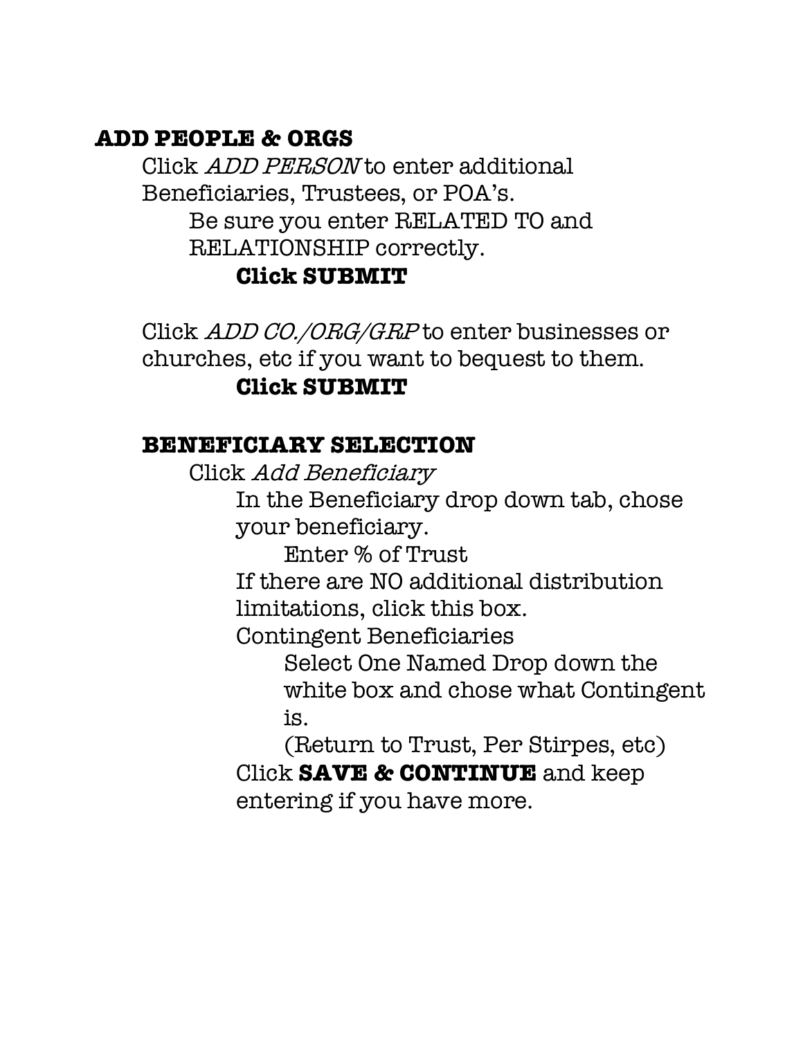**ADD PEOPLE & ORGS**

Click *ADD PERSON* to enter additional Beneficiaries, Trustees, or POA's.

Be sure you enter RELATED TO and RELATIONSHIP correctly.

**Click SUBMIT**

Click *ADD CO./ORG/GRP* to enter businesses or churches, etc if you want to bequest to them.

**Click SUBMIT**

**BENEFICIARY SELECTION**

Click *Add Beneficiary*

In the Beneficiary drop down tab, chose your beneficiary.

Enter % of Trust

If there are NO additional distribution limitations, click this box.

Contingent Beneficiaries

Select One Named Drop down the white box and chose what Contingent is.

(Return to Trust, Per Stirpes, etc)

Click **SAVE & CONTINUE** and keep entering if you have more.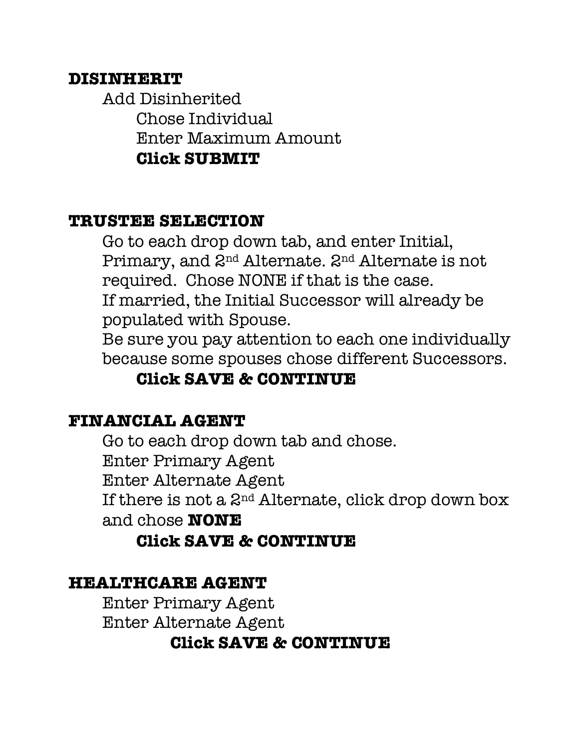**DISINHERIT**

Add Disinherited

Chose Individual

Enter Maximum Amount

**Click SUBMIT**

**TRUSTEE SELECTION**

Go to each drop down tab, and enter Initial, Primary, and 2nd Alternate. 2nd Alternate is not required. Chose NONE if that is the case.
If married, the Initial Successor will already be populated with Spouse.
Be sure you pay attention to each one individually because some spouses chose different Successors.

**Click SAVE & CONTINUE**

**FINANCIAL AGENT**

Go to each drop down tab and chose.

Enter Primary Agent

Enter Alternate Agent

If there is not a 2nd Alternate, click drop down box and chose **NONE**

**Click SAVE & CONTINUE**

**HEALTHCARE AGENT**

Enter Primary Agent

Enter Alternate Agent

**Click SAVE & CONTINUE**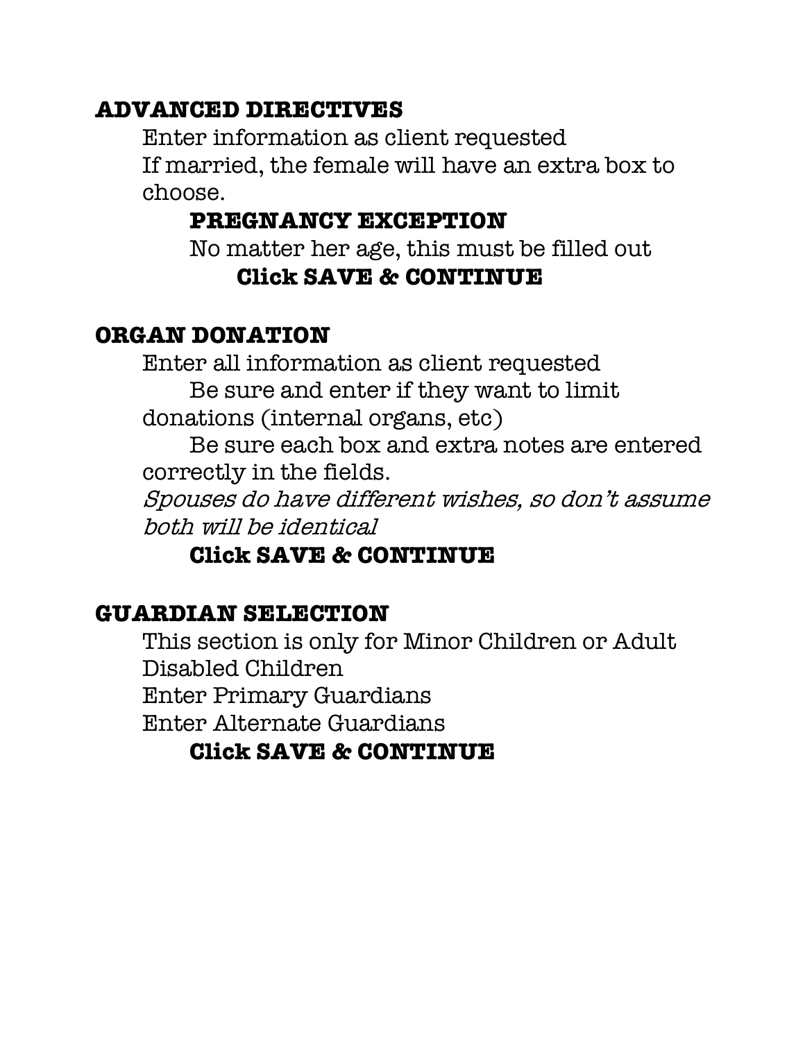## ADVANCED DIRECTIVES

Enter information as client requested
If married, the female will have an extra box to choose.

### PREGNANCY EXCEPTION

No matter her age, this must be filled out

**Click SAVE & CONTINUE**

## ORGAN DONATION

Enter all information as client requested

Be sure and enter if they want to limit donations (internal organs, etc)

Be sure each box and extra notes are entered correctly in the fields.

*Spouses do have different wishes, so don't assume both will be identical*

**Click SAVE & CONTINUE**

## GUARDIAN SELECTION

This section is only for Minor Children or Adult Disabled Children
Enter Primary Guardians
Enter Alternate Guardians

**Click SAVE & CONTINUE**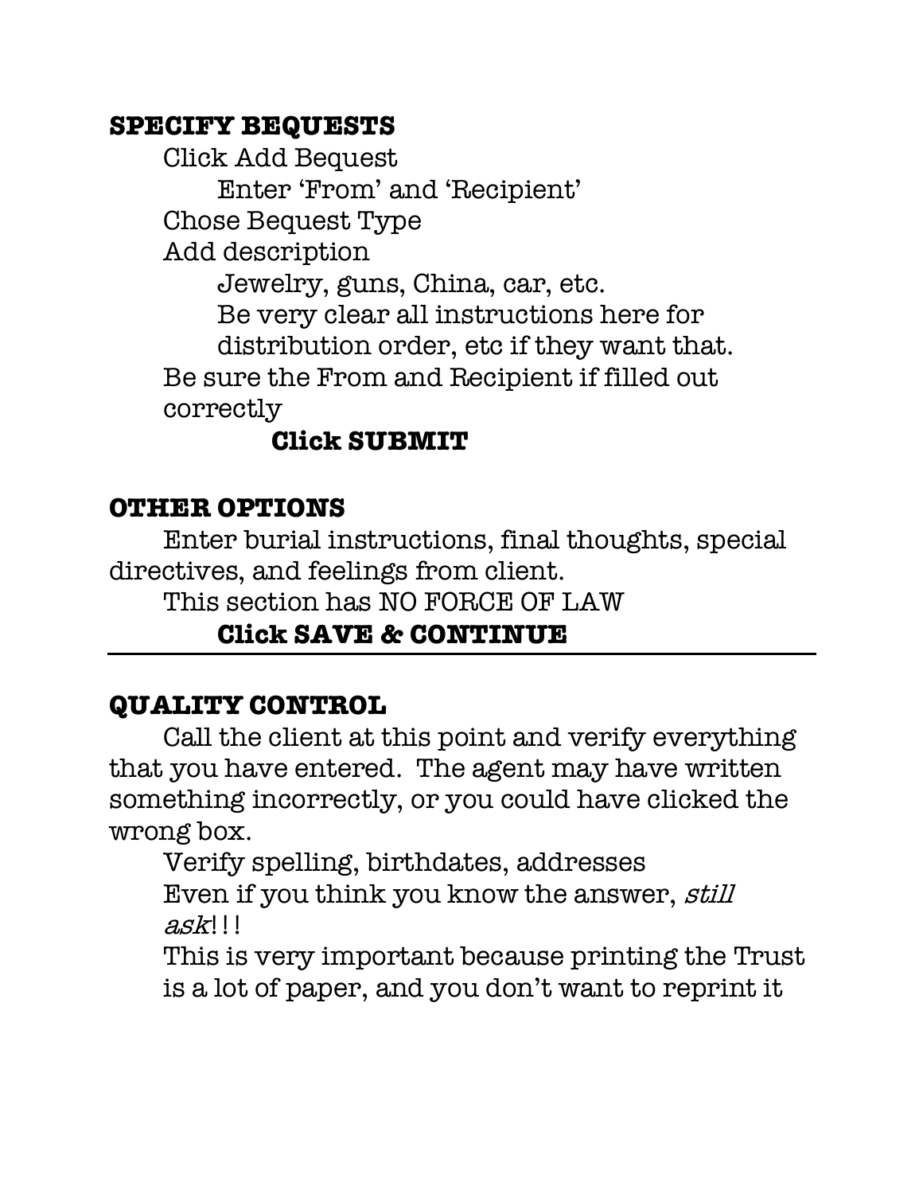**SPECIFY BEQUESTS**

Click Add Bequest

Enter 'From' and 'Recipient'

Chose Bequest Type

Add description

Jewelry, guns, China, car, etc.

Be very clear all instructions here for distribution order, etc if they want that.

Be sure the From and Recipient if filled out correctly

**Click SUBMIT**

**OTHER OPTIONS**

Enter burial instructions, final thoughts, special directives, and feelings from client.

This section has NO FORCE OF LAW

**Click SAVE & CONTINUE**

---

**QUALITY CONTROL**

Call the client at this point and verify everything that you have entered. The agent may have written something incorrectly, or you could have clicked the wrong box.

Verify spelling, birthdates, addresses

Even if you think you know the answer, *still ask*!!!

This is very important because printing the Trust is a lot of paper, and you don't want to reprint it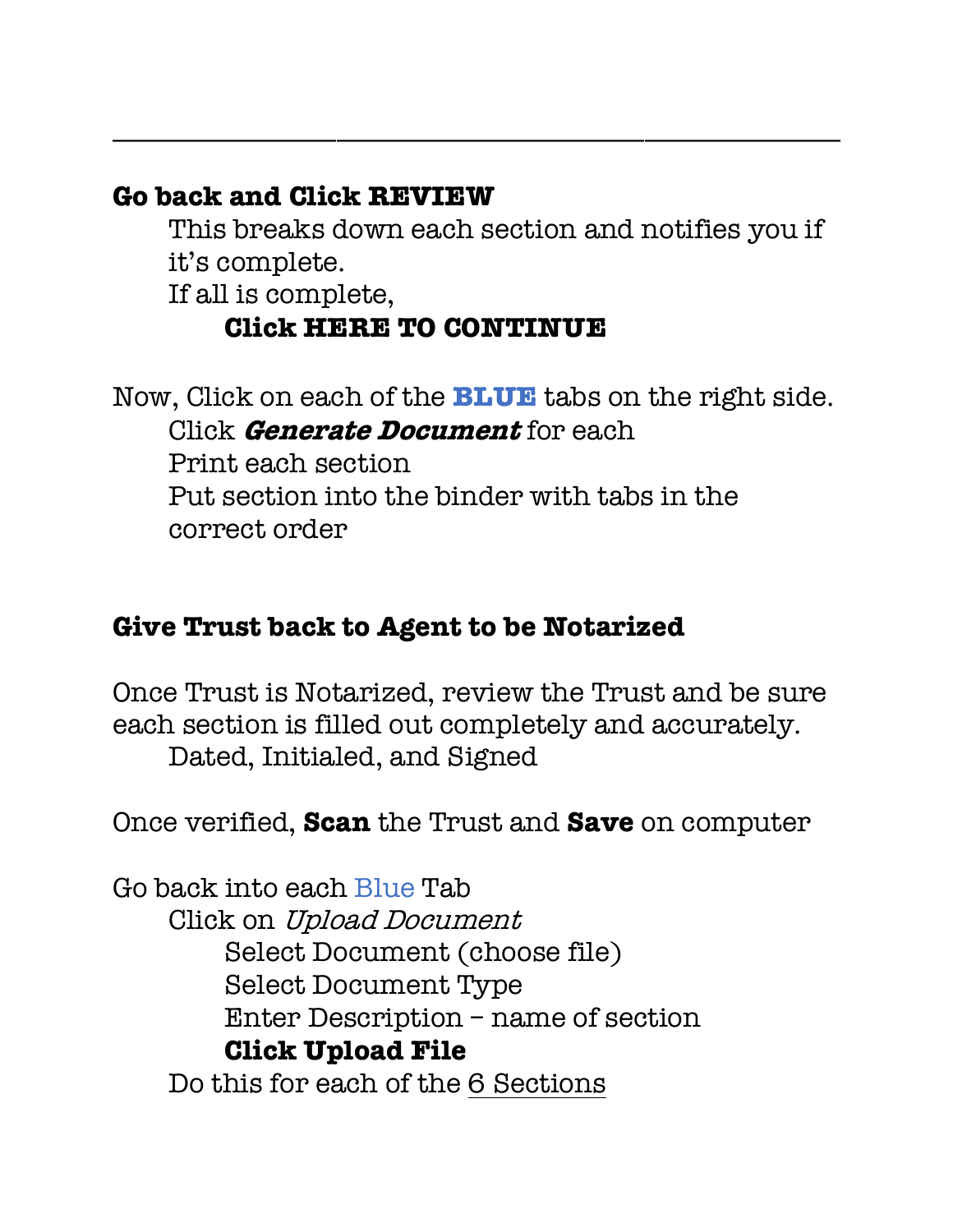---

**Go back and Click REVIEW**

This breaks down each section and notifies you if it's complete.

If all is complete,

**Click HERE TO CONTINUE**

Now, Click on each of the **BLUE** tabs on the right side.

Click ***Generate Document*** for each

Print each section

Put section into the binder with tabs in the correct order

**Give Trust back to Agent to be Notarized**

Once Trust is Notarized, review the Trust and be sure each section is filled out completely and accurately.

Dated, Initialed, and Signed

Once verified, **Scan** the Trust and **Save** on computer

Go back into each Blue Tab

Click on *Upload Document*

Select Document (choose file)

Select Document Type

Enter Description – name of section

**Click Upload File**

Do this for each of the 6 Sections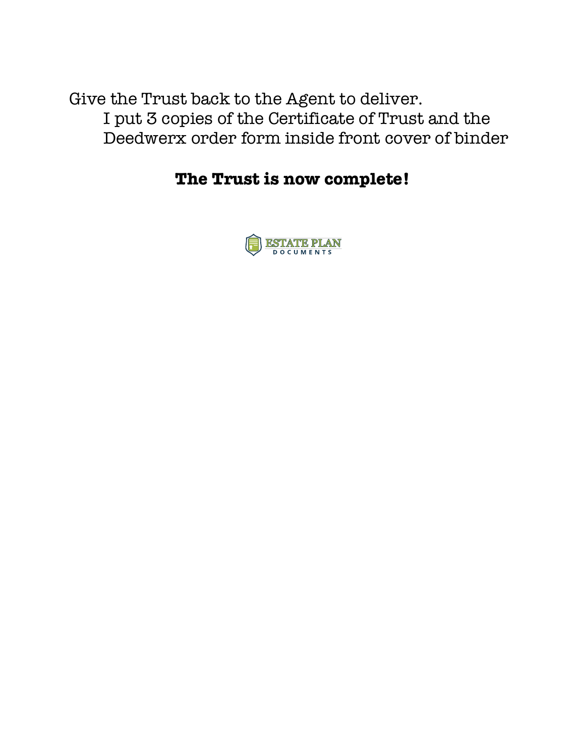Give the Trust back to the Agent to deliver.

I put 3 copies of the Certificate of Trust and the Deedwerx order form inside front cover of binder

**The Trust is now complete!**

ESTATE PLAN DOCUMENTS